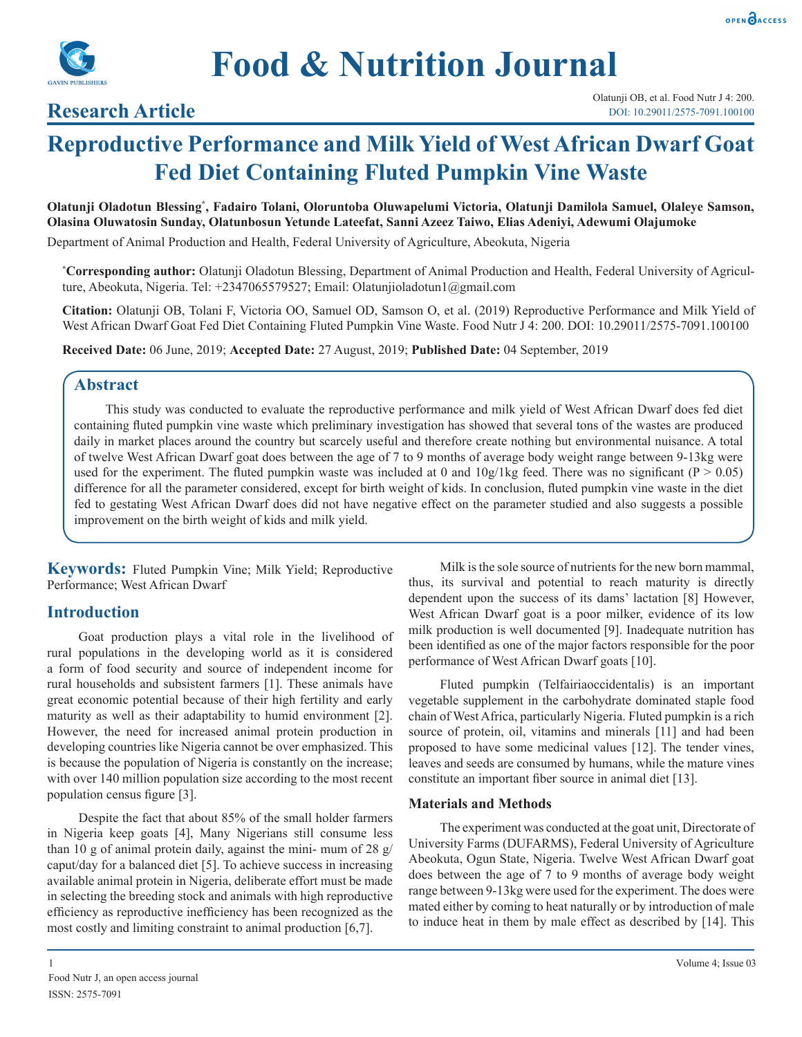**Research Article**

# Reproductive Performance and Milk Yield of West African Dwarf Goat Fed Diet Containing Fluted Pumpkin Vine Waste

**Olatunji Oladotun Blessing*, Fadairo Tolani, Oloruntoba Oluwapelumi Victoria, Olatunji Damilola Samuel, Olaleye Samson, Olasina Oluwatosin Sunday, Olatunbosun Yetunde Lateefat, Sanni Azeez Taiwo, Elias Adeniyi, Adewumi Olajumoke**

Department of Animal Production and Health, Federal University of Agriculture, Abeokuta, Nigeria

***Corresponding author:** Olatunji Oladotun Blessing, Department of Animal Production and Health, Federal University of Agriculture, Abeokuta, Nigeria. Tel: +2347065579527; Email: Olatunjioladotun1@gmail.com

**Citation:** Olatunji OB, Tolani F, Victoria OO, Samuel OD, Samson O, et al. (2019) Reproductive Performance and Milk Yield of West African Dwarf Goat Fed Diet Containing Fluted Pumpkin Vine Waste. Food Nutr J 4: 200. DOI: 10.29011/2575-7091.100100

**Received Date:** 06 June, 2019; **Accepted Date:** 27 August, 2019; **Published Date:** 04 September, 2019

## Abstract

This study was conducted to evaluate the reproductive performance and milk yield of West African Dwarf does fed diet containing fluted pumpkin vine waste which preliminary investigation has showed that several tons of the wastes are produced daily in market places around the country but scarcely useful and therefore create nothing but environmental nuisance. A total of twelve West African Dwarf goat does between the age of 7 to 9 months of average body weight range between 9-13kg were used for the experiment. The fluted pumpkin waste was included at 0 and 10g/1kg feed. There was no significant (P > 0.05) difference for all the parameter considered, except for birth weight of kids. In conclusion, fluted pumpkin vine waste in the diet fed to gestating West African Dwarf does did not have negative effect on the parameter studied and also suggests a possible improvement on the birth weight of kids and milk yield.

**Keywords:** Fluted Pumpkin Vine; Milk Yield; Reproductive Performance; West African Dwarf

## Introduction

Goat production plays a vital role in the livelihood of rural populations in the developing world as it is considered a form of food security and source of independent income for rural households and subsistent farmers [1]. These animals have great economic potential because of their high fertility and early maturity as well as their adaptability to humid environment [2]. However, the need for increased animal protein production in developing countries like Nigeria cannot be over emphasized. This is because the population of Nigeria is constantly on the increase; with over 140 million population size according to the most recent population census figure [3].

Despite the fact that about 85% of the small holder farmers in Nigeria keep goats [4], Many Nigerians still consume less than 10 g of animal protein daily, against the mini- mum of 28 g/caput/day for a balanced diet [5]. To achieve success in increasing available animal protein in Nigeria, deliberate effort must be made in selecting the breeding stock and animals with high reproductive efficiency as reproductive inefficiency has been recognized as the most costly and limiting constraint to animal production [6,7].

Milk is the sole source of nutrients for the new born mammal, thus, its survival and potential to reach maturity is directly dependent upon the success of its dams' lactation [8] However, West African Dwarf goat is a poor milker, evidence of its low milk production is well documented [9]. Inadequate nutrition has been identified as one of the major factors responsible for the poor performance of West African Dwarf goats [10].

Fluted pumpkin (Telfairiaoccidentalis) is an important vegetable supplement in the carbohydrate dominated staple food chain of West Africa, particularly Nigeria. Fluted pumpkin is a rich source of protein, oil, vitamins and minerals [11] and had been proposed to have some medicinal values [12]. The tender vines, leaves and seeds are consumed by humans, while the mature vines constitute an important fiber source in animal diet [13].

### Materials and Methods

The experiment was conducted at the goat unit, Directorate of University Farms (DUFARMS), Federal University of Agriculture Abeokuta, Ogun State, Nigeria. Twelve West African Dwarf goat does between the age of 7 to 9 months of average body weight range between 9-13kg were used for the experiment. The does were mated either by coming to heat naturally or by introduction of male to induce heat in them by male effect as described by [14]. This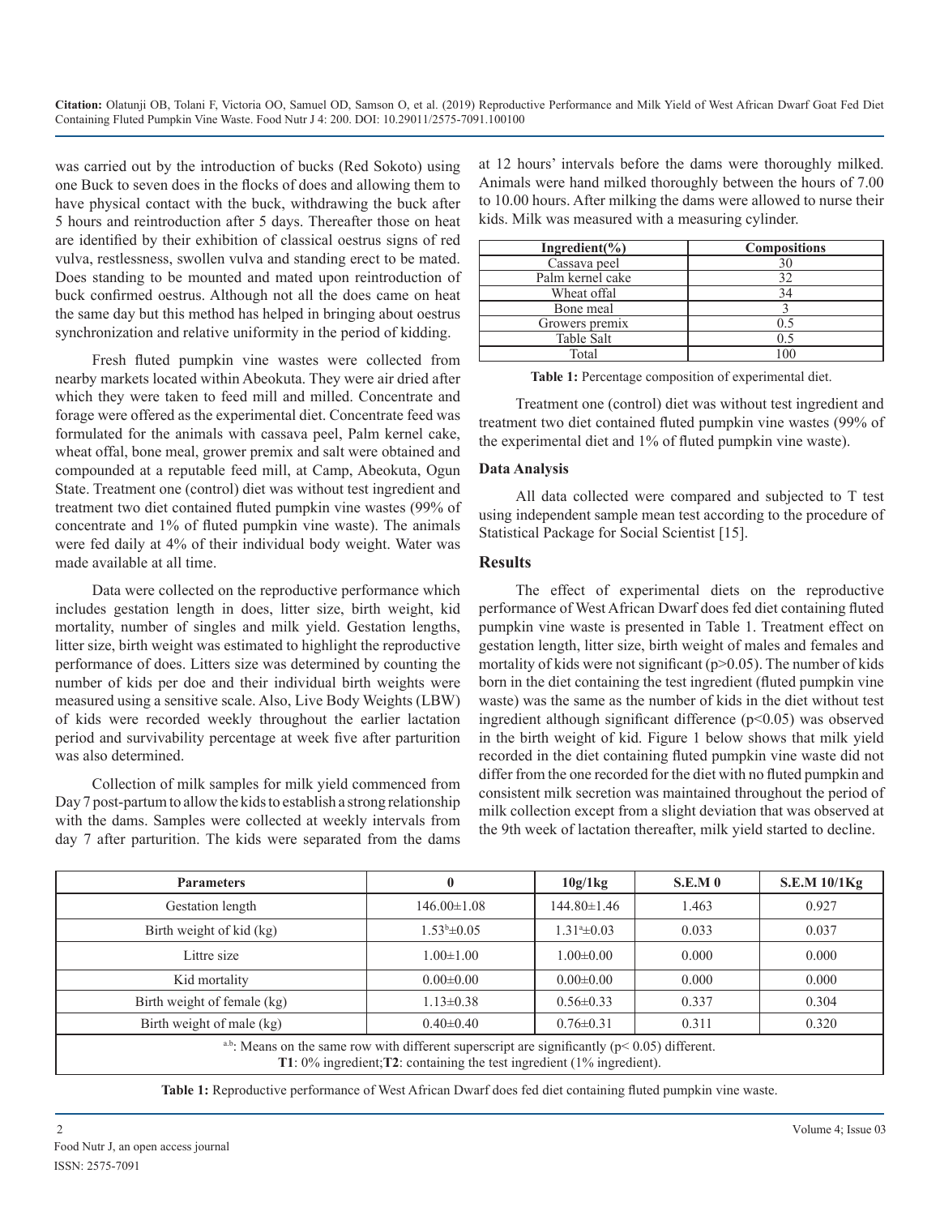was carried out by the introduction of bucks (Red Sokoto) using one Buck to seven does in the flocks of does and allowing them to have physical contact with the buck, withdrawing the buck after 5 hours and reintroduction after 5 days. Thereafter those on heat are identified by their exhibition of classical oestrus signs of red vulva, restlessness, swollen vulva and standing erect to be mated. Does standing to be mounted and mated upon reintroduction of buck confirmed oestrus. Although not all the does came on heat the same day but this method has helped in bringing about oestrus synchronization and relative uniformity in the period of kidding.

Fresh fluted pumpkin vine wastes were collected from nearby markets located within Abeokuta. They were air dried after which they were taken to feed mill and milled. Concentrate and forage were offered as the experimental diet. Concentrate feed was formulated for the animals with cassava peel, Palm kernel cake, wheat offal, bone meal, grower premix and salt were obtained and compounded at a reputable feed mill, at Camp, Abeokuta, Ogun State. Treatment one (control) diet was without test ingredient and treatment two diet contained fluted pumpkin vine wastes (99% of concentrate and 1% of fluted pumpkin vine waste). The animals were fed daily at 4% of their individual body weight. Water was made available at all time.

Data were collected on the reproductive performance which includes gestation length in does, litter size, birth weight, kid mortality, number of singles and milk yield. Gestation lengths, litter size, birth weight was estimated to highlight the reproductive performance of does. Litters size was determined by counting the number of kids per doe and their individual birth weights were measured using a sensitive scale. Also, Live Body Weights (LBW) of kids were recorded weekly throughout the earlier lactation period and survivability percentage at week five after parturition was also determined.

Collection of milk samples for milk yield commenced from Day 7 post-partum to allow the kids to establish a strong relationship with the dams. Samples were collected at weekly intervals from day 7 after parturition. The kids were separated from the dams at 12 hours' intervals before the dams were thoroughly milked. Animals were hand milked thoroughly between the hours of 7.00 to 10.00 hours. After milking the dams were allowed to nurse their kids. Milk was measured with a measuring cylinder.

| Ingredient(%) | Compositions |
|---|---|
| Cassava peel | 30 |
| Palm kernel cake | 32 |
| Wheat offal | 34 |
| Bone meal | 3 |
| Growers premix | 0.5 |
| Table Salt | 0.5 |
| Total | 100 |

**Table 1:** Percentage composition of experimental diet.

Treatment one (control) diet was without test ingredient and treatment two diet contained fluted pumpkin vine wastes (99% of the experimental diet and 1% of fluted pumpkin vine waste).

### Data Analysis

All data collected were compared and subjected to T test using independent sample mean test according to the procedure of Statistical Package for Social Scientist [15].

## Results

The effect of experimental diets on the reproductive performance of West African Dwarf does fed diet containing fluted pumpkin vine waste is presented in Table 1. Treatment effect on gestation length, litter size, birth weight of males and females and mortality of kids were not significant ($p>0.05$). The number of kids born in the diet containing the test ingredient (fluted pumpkin vine waste) was the same as the number of kids in the diet without test ingredient although significant difference ($p<0.05$) was observed in the birth weight of kid. Figure 1 below shows that milk yield recorded in the diet containing fluted pumpkin vine waste did not differ from the one recorded for the diet with no fluted pumpkin and consistent milk secretion was maintained throughout the period of milk collection except from a slight deviation that was observed at the 9th week of lactation thereafter, milk yield started to decline.

| Parameters | 0 | 10g/1kg | S.E.M 0 | S.E.M 10/1Kg |
|---|---|---|---|---|
| Gestation length | 146.00±1.08 | 144.80±1.46 | 1.463 | 0.927 |
| Birth weight of kid (kg) | $1.53^{b}$±0.05 | $1.31^{a}$±0.03 | 0.033 | 0.037 |
| Littre size | 1.00±1.00 | 1.00±0.00 | 0.000 | 0.000 |
| Kid mortality | 0.00±0.00 | 0.00±0.00 | 0.000 | 0.000 |
| Birth weight of female (kg) | 1.13±0.38 | 0.56±0.33 | 0.337 | 0.304 |
| Birth weight of male (kg) | 0.40±0.40 | 0.76±0.31 | 0.311 | 0.320 |

$^{a,b}$: Means on the same row with different superscript are significantly ($p< 0.05$) different.
**T1**: 0% ingredient; **T2**: containing the test ingredient (1% ingredient).

**Table 1:** Reproductive performance of West African Dwarf does fed diet containing fluted pumpkin vine waste.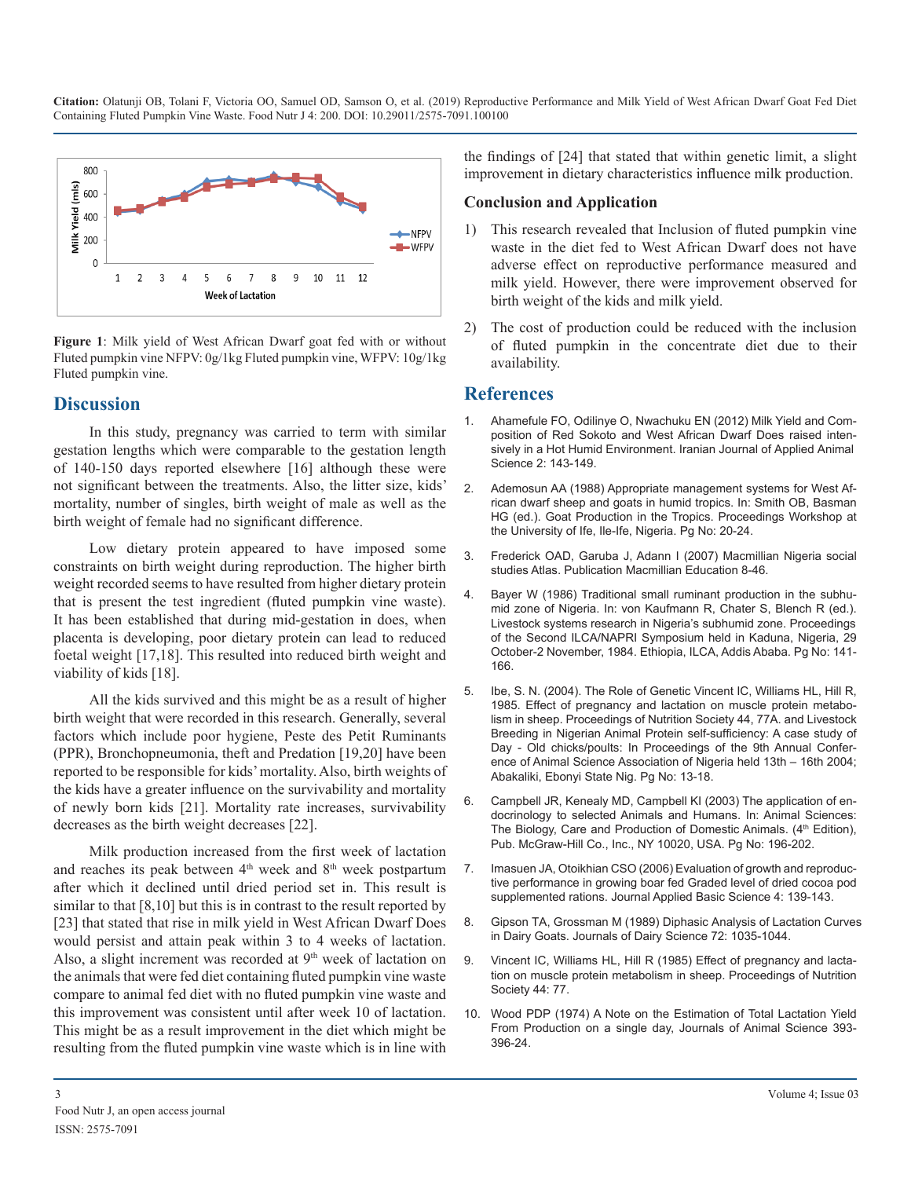Figure 1: Milk yield of West African Dwarf goat fed with or without Fluted pumpkin vine NFPV: 0g/1kg Fluted pumpkin vine, WFPV: 10g/1kg Fluted pumpkin vine.

## Discussion

In this study, pregnancy was carried to term with similar gestation lengths which were comparable to the gestation length of 140-150 days reported elsewhere [16] although these were not significant between the treatments. Also, the litter size, kids' mortality, number of singles, birth weight of male as well as the birth weight of female had no significant difference.

Low dietary protein appeared to have imposed some constraints on birth weight during reproduction. The higher birth weight recorded seems to have resulted from higher dietary protein that is present the test ingredient (fluted pumpkin vine waste). It has been established that during mid-gestation in does, when placenta is developing, poor dietary protein can lead to reduced foetal weight [17,18]. This resulted into reduced birth weight and viability of kids [18].

All the kids survived and this might be as a result of higher birth weight that were recorded in this research. Generally, several factors which include poor hygiene, Peste des Petit Ruminants (PPR), Bronchopneumonia, theft and Predation [19,20] have been reported to be responsible for kids' mortality. Also, birth weights of the kids have a greater influence on the survivability and mortality of newly born kids [21]. Mortality rate increases, survivability decreases as the birth weight decreases [22].

Milk production increased from the first week of lactation and reaches its peak between 4th week and 8th week postpartum after which it declined until dried period set in. This result is similar to that [8,10] but this is in contrast to the result reported by [23] that stated that rise in milk yield in West African Dwarf Does would persist and attain peak within 3 to 4 weeks of lactation. Also, a slight increment was recorded at 9th week of lactation on the animals that were fed diet containing fluted pumpkin vine waste compare to animal fed diet with no fluted pumpkin vine waste and this improvement was consistent until after week 10 of lactation. This might be as a result improvement in the diet which might be resulting from the fluted pumpkin vine waste which is in line with the findings of [24] that stated that within genetic limit, a slight improvement in dietary characteristics influence milk production.

### Conclusion and Application

1) This research revealed that Inclusion of fluted pumpkin vine waste in the diet fed to West African Dwarf does not have adverse effect on reproductive performance measured and milk yield. However, there were improvement observed for birth weight of the kids and milk yield.

2) The cost of production could be reduced with the inclusion of fluted pumpkin in the concentrate diet due to their availability.

## References

1. Ahamefule FO, Odilinye O, Nwachuku EN (2012) Milk Yield and Composition of Red Sokoto and West African Dwarf Does raised intensively in a Hot Humid Environment. Iranian Journal of Applied Animal Science 2: 143-149.

2. Ademosun AA (1988) Appropriate management systems for West African dwarf sheep and goats in humid tropics. In: Smith OB, Basman HG (ed.). Goat Production in the Tropics. Proceedings Workshop at the University of Ife, Ile-Ife, Nigeria. Pg No: 20-24.

3. Frederick OAD, Garuba J, Adann I (2007) Macmillian Nigeria social studies Atlas. Publication Macmillian Education 8-46.

4. Bayer W (1986) Traditional small ruminant production in the subhumid zone of Nigeria. In: von Kaufmann R, Chater S, Blench R (ed.). Livestock systems research in Nigeria's subhumid zone. Proceedings of the Second ILCA/NAPRI Symposium held in Kaduna, Nigeria, 29 October-2 November, 1984. Ethiopia, ILCA, Addis Ababa. Pg No: 141-166.

5. Ibe, S. N. (2004). The Role of Genetic Vincent IC, Williams HL, Hill R, 1985. Effect of pregnancy and lactation on muscle protein metabolism in sheep. Proceedings of Nutrition Society 44, 77A. and Livestock Breeding in Nigerian Animal Protein self-sufficiency: A case study of Day - Old chicks/poults: In Proceedings of the 9th Annual Conference of Animal Science Association of Nigeria held 13th – 16th 2004; Abakaliki, Ebonyi State Nig. Pg No: 13-18.

6. Campbell JR, Kenealy MD, Campbell KI (2003) The application of endocrinology to selected Animals and Humans. In: Animal Sciences: The Biology, Care and Production of Domestic Animals. (4th Edition), Pub. McGraw-Hill Co., Inc., NY 10020, USA. Pg No: 196-202.

7. Imasuen JA, Otoikhian CSO (2006) Evaluation of growth and reproductive performance in growing boar fed Graded level of dried cocoa pod supplemented rations. Journal Applied Basic Science 4: 139-143.

8. Gipson TA, Grossman M (1989) Diphasic Analysis of Lactation Curves in Dairy Goats. Journals of Dairy Science 72: 1035-1044.

9. Vincent IC, Williams HL, Hill R (1985) Effect of pregnancy and lactation on muscle protein metabolism in sheep. Proceedings of Nutrition Society 44: 77.

10. Wood PDP (1974) A Note on the Estimation of Total Lactation Yield From Production on a single day, Journals of Animal Science 393-396-24.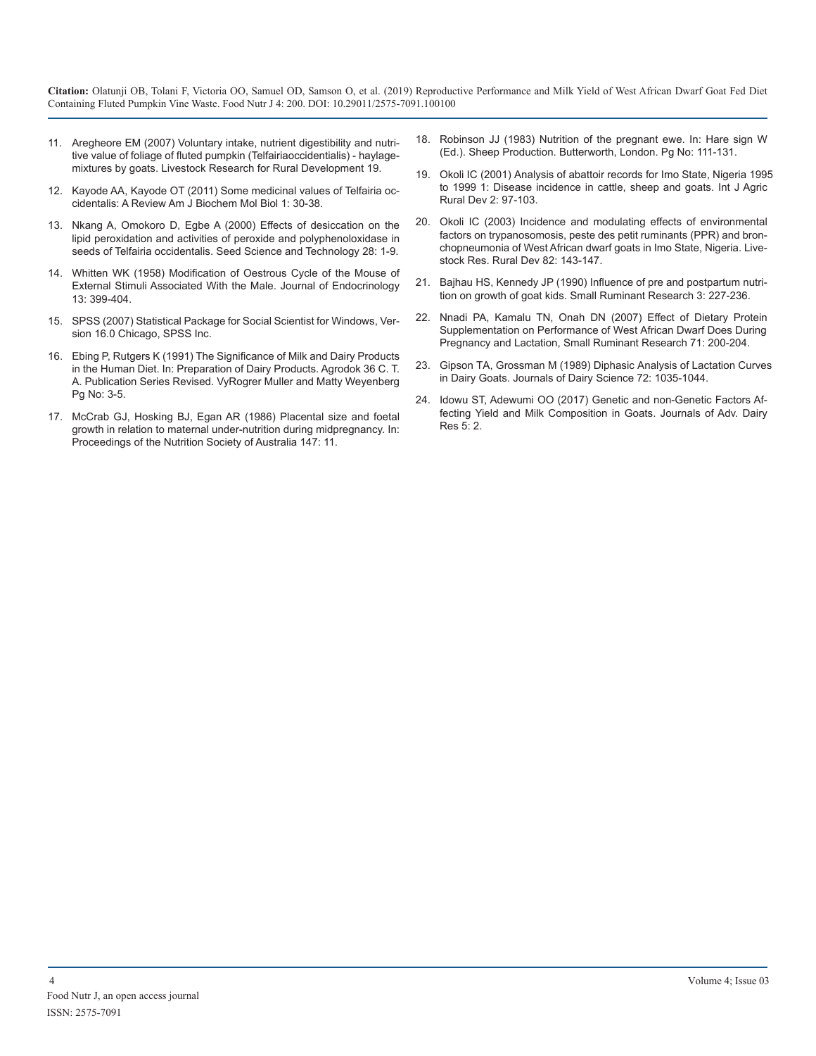11. Aregheore EM (2007) Voluntary intake, nutrient digestibility and nutritive value of foliage of fluted pumpkin (Telfairiaoccidentialis) - haylage-mixtures by goats. Livestock Research for Rural Development 19.

12. Kayode AA, Kayode OT (2011) Some medicinal values of Telfairia occidentalis: A Review Am J Biochem Mol Biol 1: 30-38.

13. Nkang A, Omokoro D, Egbe A (2000) Effects of desiccation on the lipid peroxidation and activities of peroxide and polyphenoloxidase in seeds of Telfairia occidentalis. Seed Science and Technology 28: 1-9.

14. Whitten WK (1958) Modification of Oestrous Cycle of the Mouse of External Stimuli Associated With the Male. Journal of Endocrinology 13: 399-404.

15. SPSS (2007) Statistical Package for Social Scientist for Windows, Version 16.0 Chicago, SPSS Inc.

16. Ebing P, Rutgers K (1991) The Significance of Milk and Dairy Products in the Human Diet. In: Preparation of Dairy Products. Agrodok 36 C. T. A. Publication Series Revised. VyRogrer Muller and Matty Weyenberg Pg No: 3-5.

17. McCrab GJ, Hosking BJ, Egan AR (1986) Placental size and foetal growth in relation to maternal under-nutrition during midpregnancy. In: Proceedings of the Nutrition Society of Australia 147: 11.

18. Robinson JJ (1983) Nutrition of the pregnant ewe. In: Hare sign W (Ed.). Sheep Production. Butterworth, London. Pg No: 111-131.

19. Okoli IC (2001) Analysis of abattoir records for Imo State, Nigeria 1995 to 1999 1: Disease incidence in cattle, sheep and goats. Int J Agric Rural Dev 2: 97-103.

20. Okoli IC (2003) Incidence and modulating effects of environmental factors on trypanosomosis, peste des petit ruminants (PPR) and bronchopneumonia of West African dwarf goats in Imo State, Nigeria. Livestock Res. Rural Dev 82: 143-147.

21. Bajhau HS, Kennedy JP (1990) Influence of pre and postpartum nutrition on growth of goat kids. Small Ruminant Research 3: 227-236.

22. Nnadi PA, Kamalu TN, Onah DN (2007) Effect of Dietary Protein Supplementation on Performance of West African Dwarf Does During Pregnancy and Lactation, Small Ruminant Research 71: 200-204.

23. Gipson TA, Grossman M (1989) Diphasic Analysis of Lactation Curves in Dairy Goats. Journals of Dairy Science 72: 1035-1044.

24. Idowu ST, Adewumi OO (2017) Genetic and non-Genetic Factors Affecting Yield and Milk Composition in Goats. Journals of Adv. Dairy Res 5: 2.